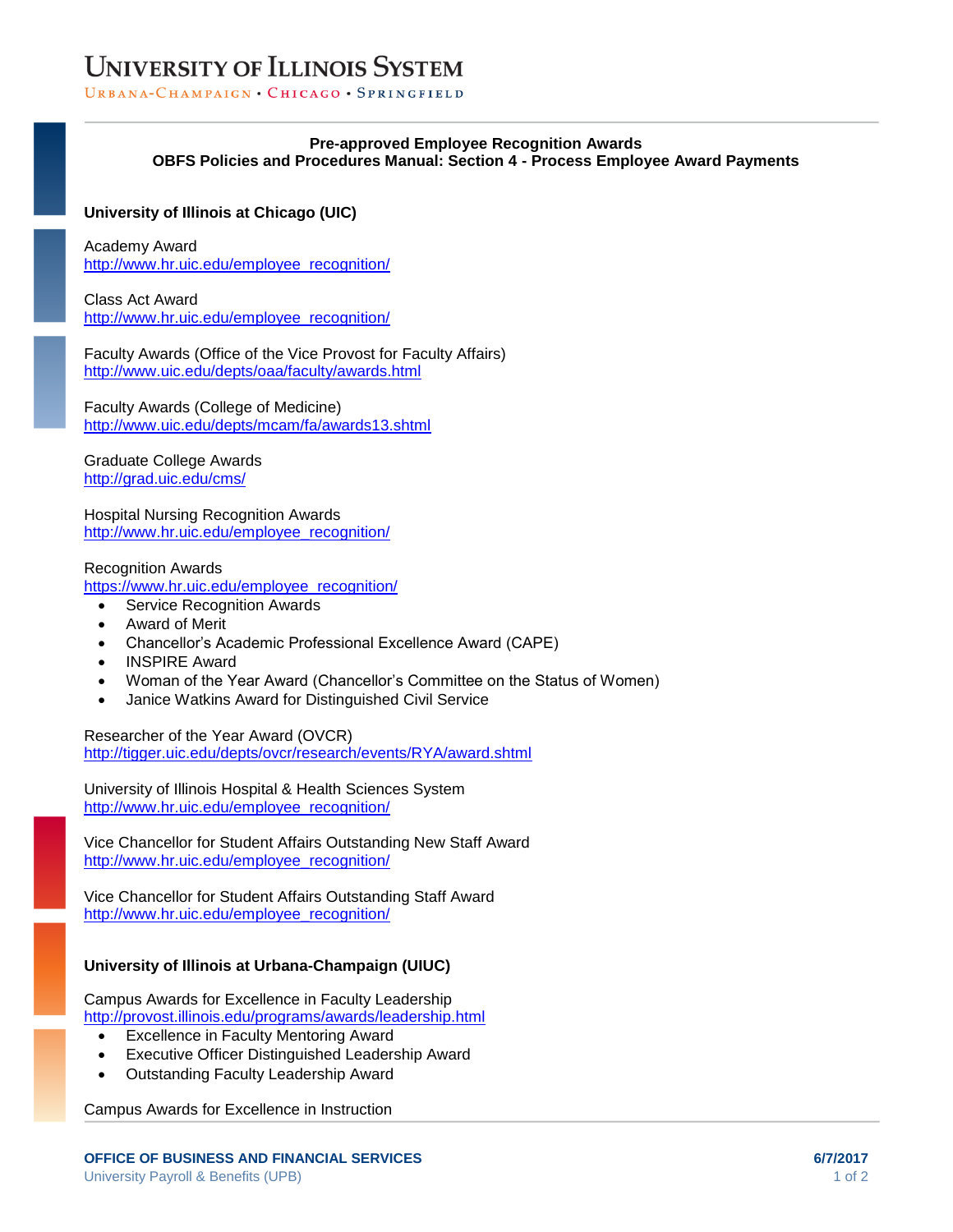# University of Illinois System

Urbana-Champaign • Chicago • Springfield

**Pre-approved Employee Recognition Awards**
**OBFS Policies and Procedures Manual: Section 4 - Process Employee Award Payments**

## University of Illinois at Chicago (UIC)

Academy Award
http://www.hr.uic.edu/employee_recognition/

Class Act Award
http://www.hr.uic.edu/employee_recognition/

Faculty Awards (Office of the Vice Provost for Faculty Affairs)
http://www.uic.edu/depts/oaa/faculty/awards.html

Faculty Awards (College of Medicine)
http://www.uic.edu/depts/mcam/fa/awards13.shtml

Graduate College Awards
http://grad.uic.edu/cms/

Hospital Nursing Recognition Awards
http://www.hr.uic.edu/employee_recognition/

Recognition Awards
https://www.hr.uic.edu/employee_recognition/

- Service Recognition Awards
- Award of Merit
- Chancellor's Academic Professional Excellence Award (CAPE)
- INSPIRE Award
- Woman of the Year Award (Chancellor's Committee on the Status of Women)
- Janice Watkins Award for Distinguished Civil Service

Researcher of the Year Award (OVCR)
http://tigger.uic.edu/depts/ovcr/research/events/RYA/award.shtml

University of Illinois Hospital & Health Sciences System
http://www.hr.uic.edu/employee_recognition/

Vice Chancellor for Student Affairs Outstanding New Staff Award
http://www.hr.uic.edu/employee_recognition/

Vice Chancellor for Student Affairs Outstanding Staff Award
http://www.hr.uic.edu/employee_recognition/

## University of Illinois at Urbana-Champaign (UIUC)

Campus Awards for Excellence in Faculty Leadership
http://provost.illinois.edu/programs/awards/leadership.html

- Excellence in Faculty Mentoring Award
- Executive Officer Distinguished Leadership Award
- Outstanding Faculty Leadership Award

Campus Awards for Excellence in Instruction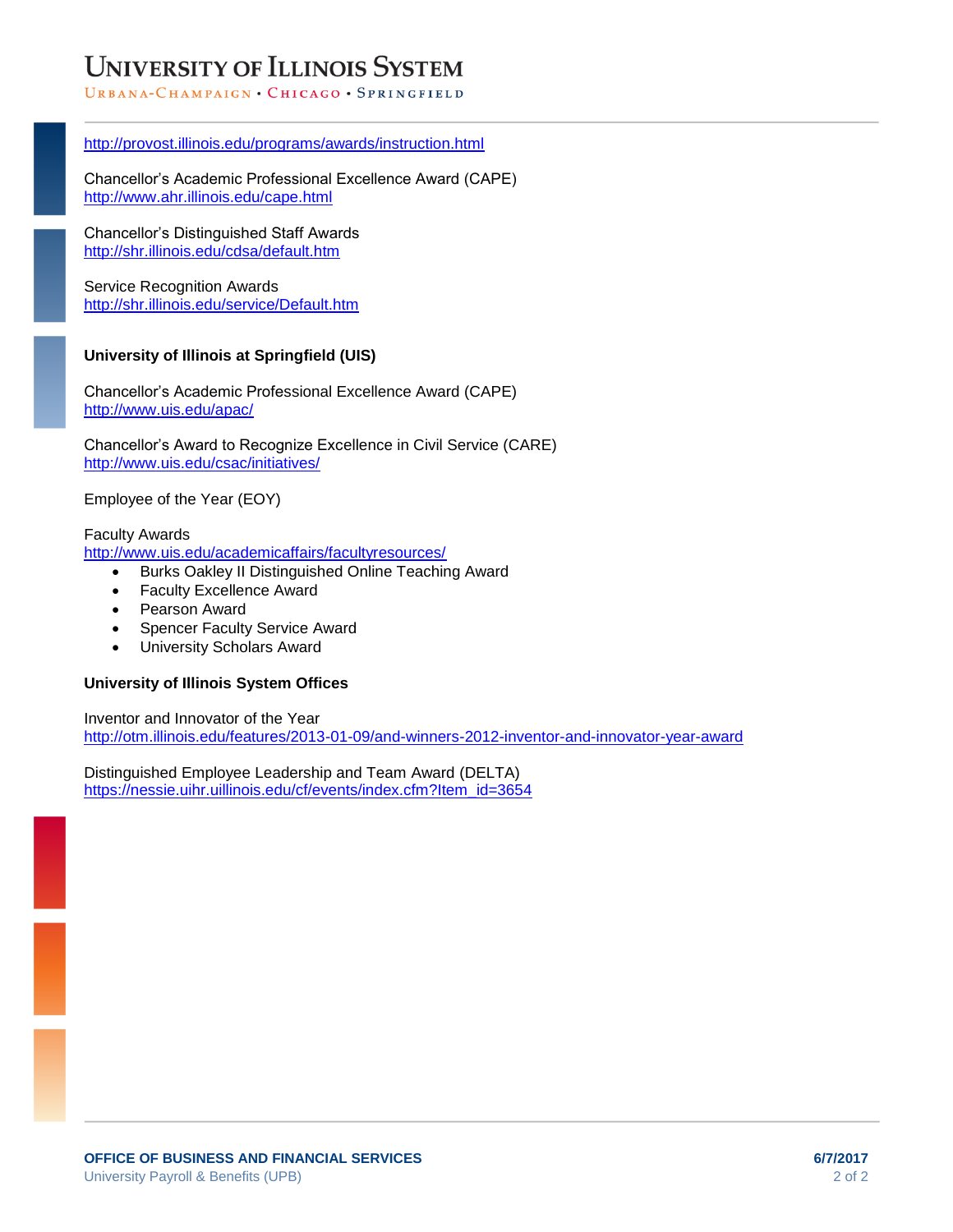http://provost.illinois.edu/programs/awards/instruction.html

Chancellor's Academic Professional Excellence Award (CAPE)
http://www.ahr.illinois.edu/cape.html

Chancellor's Distinguished Staff Awards
http://shr.illinois.edu/cdsa/default.htm

Service Recognition Awards
http://shr.illinois.edu/service/Default.htm

**University of Illinois at Springfield (UIS)**

Chancellor's Academic Professional Excellence Award (CAPE)
http://www.uis.edu/apac/

Chancellor's Award to Recognize Excellence in Civil Service (CARE)
http://www.uis.edu/csac/initiatives/

Employee of the Year (EOY)

Faculty Awards
http://www.uis.edu/academicaffairs/facultyresources/

- Burks Oakley II Distinguished Online Teaching Award
- Faculty Excellence Award
- Pearson Award
- Spencer Faculty Service Award
- University Scholars Award

**University of Illinois System Offices**

Inventor and Innovator of the Year
http://otm.illinois.edu/features/2013-01-09/and-winners-2012-inventor-and-innovator-year-award

Distinguished Employee Leadership and Team Award (DELTA)
https://nessie.uihr.uillinois.edu/cf/events/index.cfm?Item_id=3654